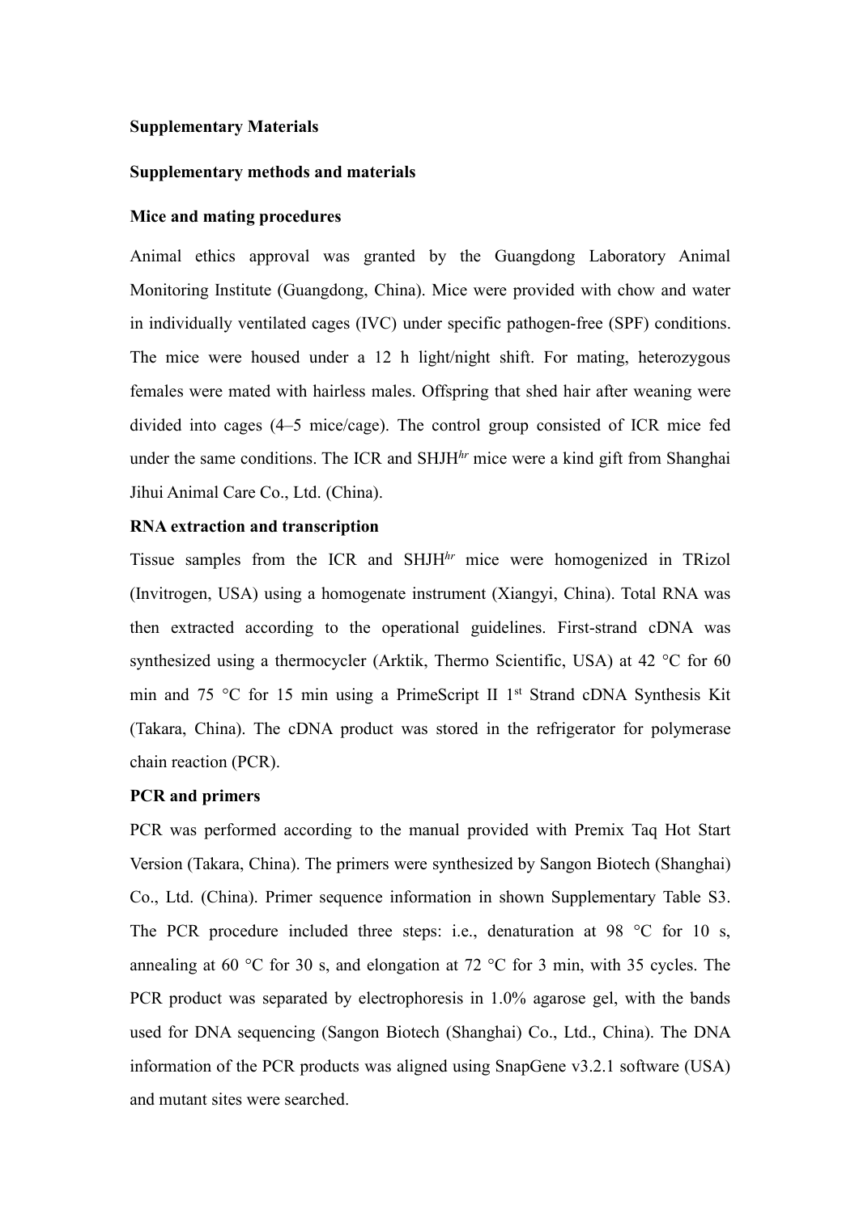**Supplementary Materials**

**Supplementary methods and materials**

**Mice and mating procedures**

Animal ethics approval was granted by the Guangdong Laboratory Animal Monitoring Institute (Guangdong, China). Mice were provided with chow and water in individually ventilated cages (IVC) under specific pathogen-free (SPF) conditions. The mice were housed under a 12 h light/night shift. For mating, heterozygous females were mated with hairless males. Offspring that shed hair after weaning were divided into cages (4–5 mice/cage). The control group consisted of ICR mice fed under the same conditions. The ICR and SHJH$^{hr}$ mice were a kind gift from Shanghai Jihui Animal Care Co., Ltd. (China).

**RNA extraction and transcription**

Tissue samples from the ICR and SHJH$^{hr}$ mice were homogenized in TRizol (Invitrogen, USA) using a homogenate instrument (Xiangyi, China). Total RNA was then extracted according to the operational guidelines. First-strand cDNA was synthesized using a thermocycler (Arktik, Thermo Scientific, USA) at 42 °C for 60 min and 75 °C for 15 min using a PrimeScript II 1$^{st}$ Strand cDNA Synthesis Kit (Takara, China). The cDNA product was stored in the refrigerator for polymerase chain reaction (PCR).

**PCR and primers**

PCR was performed according to the manual provided with Premix Taq Hot Start Version (Takara, China). The primers were synthesized by Sangon Biotech (Shanghai) Co., Ltd. (China). Primer sequence information in shown Supplementary Table S3. The PCR procedure included three steps: i.e., denaturation at 98 °C for 10 s, annealing at 60 °C for 30 s, and elongation at 72 °C for 3 min, with 35 cycles. The PCR product was separated by electrophoresis in 1.0% agarose gel, with the bands used for DNA sequencing (Sangon Biotech (Shanghai) Co., Ltd., China). The DNA information of the PCR products was aligned using SnapGene v3.2.1 software (USA) and mutant sites were searched.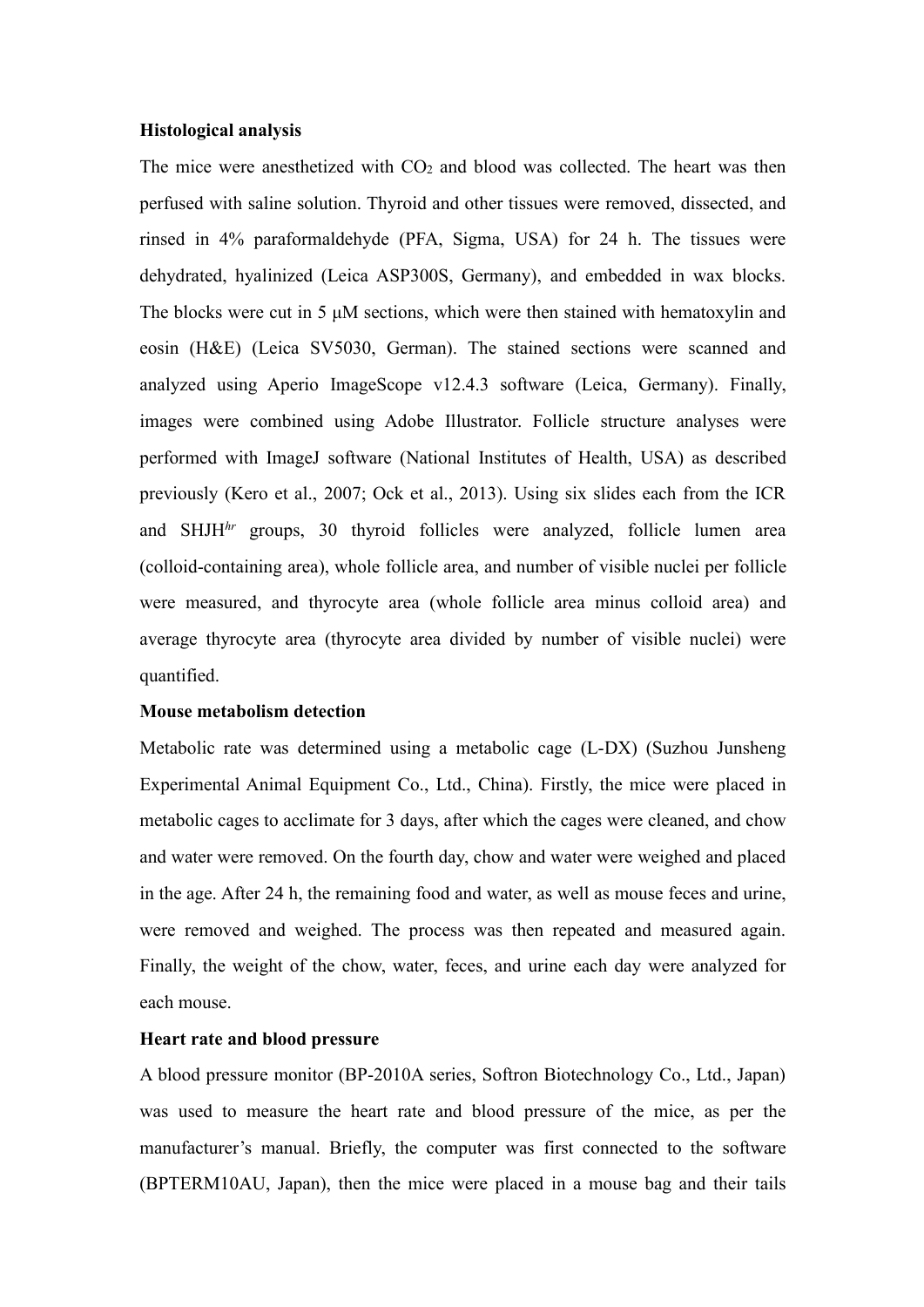**Histological analysis**

The mice were anesthetized with $CO_2$ and blood was collected. The heart was then perfused with saline solution. Thyroid and other tissues were removed, dissected, and rinsed in 4% paraformaldehyde (PFA, Sigma, USA) for 24 h. The tissues were dehydrated, hyalinized (Leica ASP300S, Germany), and embedded in wax blocks. The blocks were cut in 5 μM sections, which were then stained with hematoxylin and eosin (H&E) (Leica SV5030, German). The stained sections were scanned and analyzed using Aperio ImageScope v12.4.3 software (Leica, Germany). Finally, images were combined using Adobe Illustrator. Follicle structure analyses were performed with ImageJ software (National Institutes of Health, USA) as described previously (Kero et al., 2007; Ock et al., 2013). Using six slides each from the ICR and SHJH$^{hr}$ groups, 30 thyroid follicles were analyzed, follicle lumen area (colloid-containing area), whole follicle area, and number of visible nuclei per follicle were measured, and thyrocyte area (whole follicle area minus colloid area) and average thyrocyte area (thyrocyte area divided by number of visible nuclei) were quantified.

**Mouse metabolism detection**

Metabolic rate was determined using a metabolic cage (L-DX) (Suzhou Junsheng Experimental Animal Equipment Co., Ltd., China). Firstly, the mice were placed in metabolic cages to acclimate for 3 days, after which the cages were cleaned, and chow and water were removed. On the fourth day, chow and water were weighed and placed in the age. After 24 h, the remaining food and water, as well as mouse feces and urine, were removed and weighed. The process was then repeated and measured again. Finally, the weight of the chow, water, feces, and urine each day were analyzed for each mouse.

**Heart rate and blood pressure**

A blood pressure monitor (BP-2010A series, Softron Biotechnology Co., Ltd., Japan) was used to measure the heart rate and blood pressure of the mice, as per the manufacturer's manual. Briefly, the computer was first connected to the software (BPTERM10AU, Japan), then the mice were placed in a mouse bag and their tails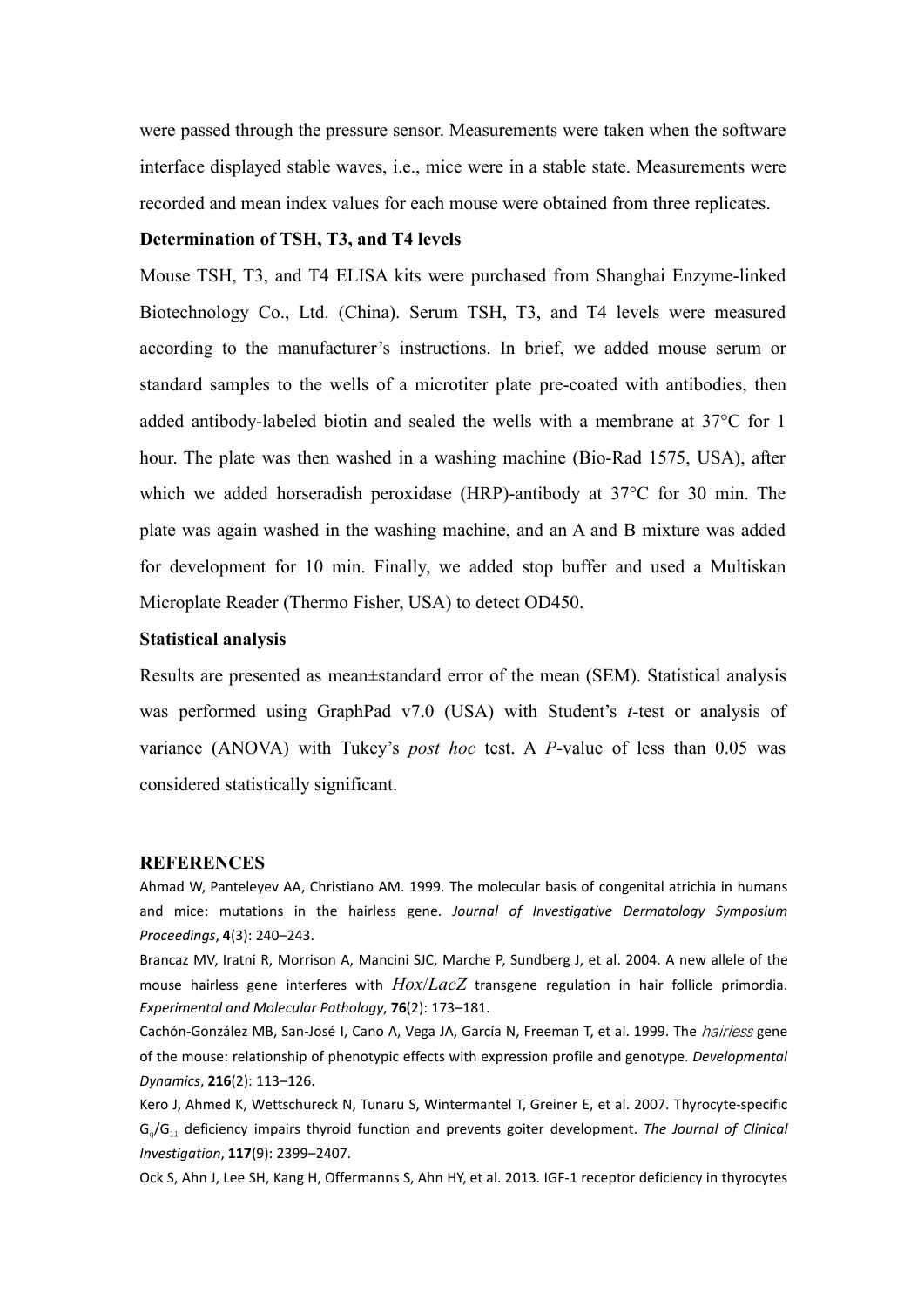were passed through the pressure sensor. Measurements were taken when the software interface displayed stable waves, i.e., mice were in a stable state. Measurements were recorded and mean index values for each mouse were obtained from three replicates.

**Determination of TSH, T3, and T4 levels**

Mouse TSH, T3, and T4 ELISA kits were purchased from Shanghai Enzyme-linked Biotechnology Co., Ltd. (China). Serum TSH, T3, and T4 levels were measured according to the manufacturer's instructions. In brief, we added mouse serum or standard samples to the wells of a microtiter plate pre-coated with antibodies, then added antibody-labeled biotin and sealed the wells with a membrane at 37°C for 1 hour. The plate was then washed in a washing machine (Bio-Rad 1575, USA), after which we added horseradish peroxidase (HRP)-antibody at 37°C for 30 min. The plate was again washed in the washing machine, and an A and B mixture was added for development for 10 min. Finally, we added stop buffer and used a Multiskan Microplate Reader (Thermo Fisher, USA) to detect OD450.

**Statistical analysis**

Results are presented as mean±standard error of the mean (SEM). Statistical analysis was performed using GraphPad v7.0 (USA) with Student's *t*-test or analysis of variance (ANOVA) with Tukey's *post hoc* test. A *P*-value of less than 0.05 was considered statistically significant.

## REFERENCES

Ahmad W, Panteleyev AA, Christiano AM. 1999. The molecular basis of congenital atrichia in humans and mice: mutations in the hairless gene. *Journal of Investigative Dermatology Symposium Proceedings*, **4**(3): 240–243.

Brancaz MV, Iratni R, Morrison A, Mancini SJC, Marche P, Sundberg J, et al. 2004. A new allele of the mouse hairless gene interferes with *Hox/LacZ* transgene regulation in hair follicle primordia. *Experimental and Molecular Pathology*, **76**(2): 173–181.

Cachón-González MB, San-José I, Cano A, Vega JA, García N, Freeman T, et al. 1999. The *hairless* gene of the mouse: relationship of phenotypic effects with expression profile and genotype. *Developmental Dynamics*, **216**(2): 113–126.

Kero J, Ahmed K, Wettschureck N, Tunaru S, Wintermantel T, Greiner E, et al. 2007. Thyrocyte-specific $G_q/G_{11}$ deficiency impairs thyroid function and prevents goiter development. *The Journal of Clinical Investigation*, **117**(9): 2399–2407.

Ock S, Ahn J, Lee SH, Kang H, Offermanns S, Ahn HY, et al. 2013. IGF-1 receptor deficiency in thyrocytes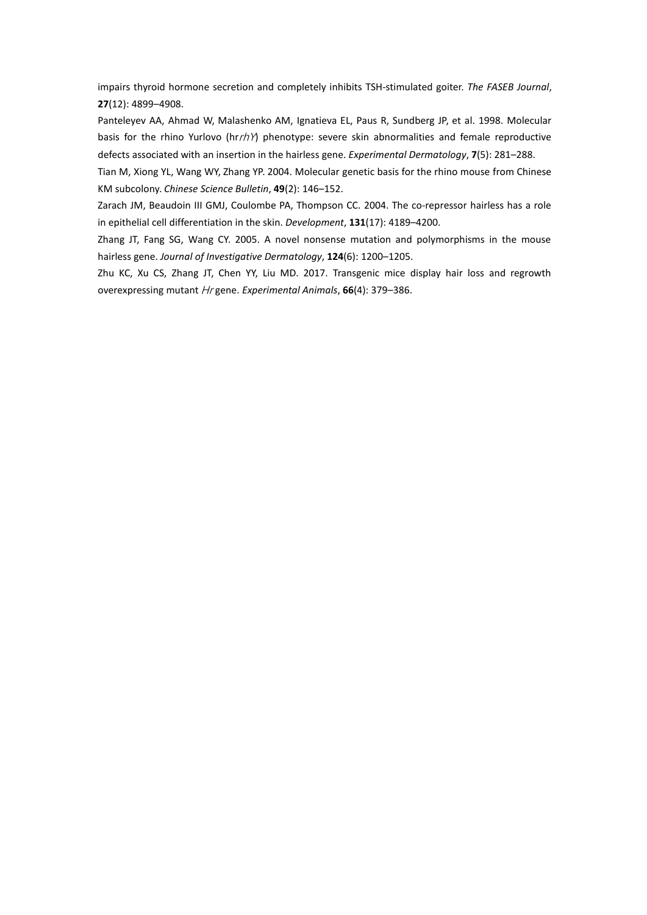impairs thyroid hormone secretion and completely inhibits TSH-stimulated goiter. *The FASEB Journal*, **27**(12): 4899–4908.

Panteleyev AA, Ahmad W, Malashenko AM, Ignatieva EL, Paus R, Sundberg JP, et al. 1998. Molecular basis for the rhino Yurlovo (hr*rhY*) phenotype: severe skin abnormalities and female reproductive defects associated with an insertion in the hairless gene. *Experimental Dermatology*, **7**(5): 281–288.

Tian M, Xiong YL, Wang WY, Zhang YP. 2004. Molecular genetic basis for the rhino mouse from Chinese KM subcolony. *Chinese Science Bulletin*, **49**(2): 146–152.

Zarach JM, Beaudoin III GMJ, Coulombe PA, Thompson CC. 2004. The co-repressor hairless has a role in epithelial cell differentiation in the skin. *Development*, **131**(17): 4189–4200.

Zhang JT, Fang SG, Wang CY. 2005. A novel nonsense mutation and polymorphisms in the mouse hairless gene. *Journal of Investigative Dermatology*, **124**(6): 1200–1205.

Zhu KC, Xu CS, Zhang JT, Chen YY, Liu MD. 2017. Transgenic mice display hair loss and regrowth overexpressing mutant *Hr* gene. *Experimental Animals*, **66**(4): 379–386.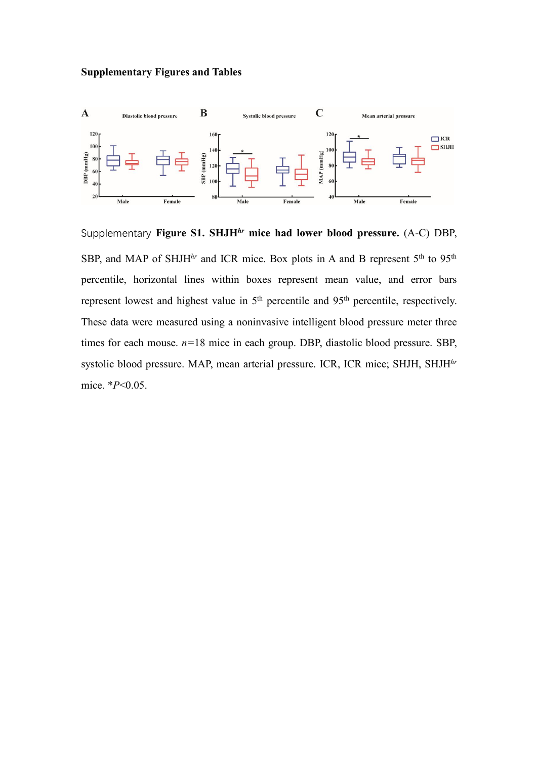**Supplementary Figures and Tables**

Supplementary **Figure S1. SHJH*hr* mice had lower blood pressure.** (A-C) DBP, SBP, and MAP of SHJH*hr* and ICR mice. Box plots in A and B represent 5th to 95th percentile, horizontal lines within boxes represent mean value, and error bars represent lowest and highest value in 5th percentile and 95th percentile, respectively. These data were measured using a noninvasive intelligent blood pressure meter three times for each mouse. $n$=18 mice in each group. DBP, diastolic blood pressure. SBP, systolic blood pressure. MAP, mean arterial pressure. ICR, ICR mice; SHJH, SHJH*hr* mice. *$P$<0.05.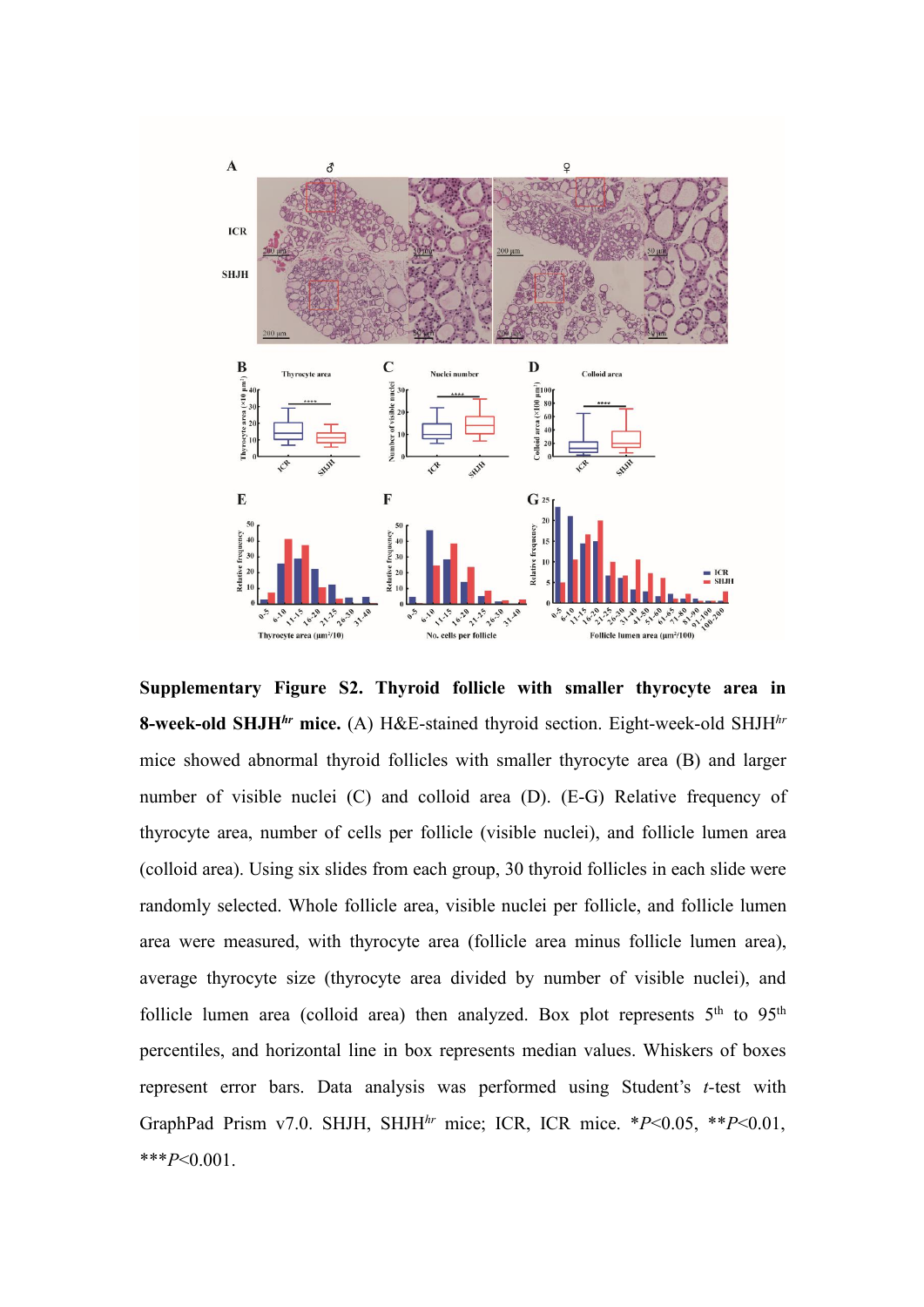**Supplementary Figure S2. Thyroid follicle with smaller thyrocyte area in 8-week-old SHJH$^{hr}$ mice.** (A) H&E-stained thyroid section. Eight-week-old SHJH$^{hr}$ mice showed abnormal thyroid follicles with smaller thyrocyte area (B) and larger number of visible nuclei (C) and colloid area (D). (E-G) Relative frequency of thyrocyte area, number of cells per follicle (visible nuclei), and follicle lumen area (colloid area). Using six slides from each group, 30 thyroid follicles in each slide were randomly selected. Whole follicle area, visible nuclei per follicle, and follicle lumen area were measured, with thyrocyte area (follicle area minus follicle lumen area), average thyrocyte size (thyrocyte area divided by number of visible nuclei), and follicle lumen area (colloid area) then analyzed. Box plot represents 5th to 95th percentiles, and horizontal line in box represents median values. Whiskers of boxes represent error bars. Data analysis was performed using Student's *t*-test with GraphPad Prism v7.0. SHJH, SHJH$^{hr}$ mice; ICR, ICR mice. *$P$<0.05, **$P$<0.01, ***$P$<0.001.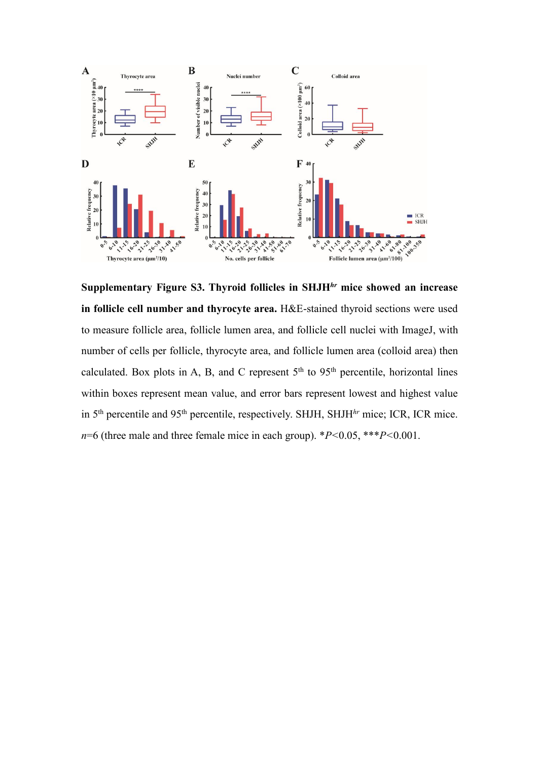**Supplementary Figure S3. Thyroid follicles in SHJH$^{hr}$ mice showed an increase in follicle cell number and thyrocyte area.** H&E-stained thyroid sections were used to measure follicle area, follicle lumen area, and follicle cell nuclei with ImageJ, with number of cells per follicle, thyrocyte area, and follicle lumen area (colloid area) then calculated. Box plots in A, B, and C represent 5$^{th}$ to 95$^{th}$ percentile, horizontal lines within boxes represent mean value, and error bars represent lowest and highest value in 5$^{th}$ percentile and 95$^{th}$ percentile, respectively. SHJH, SHJH$^{hr}$ mice; ICR, ICR mice. $n$=6 (three male and three female mice in each group). *$P$<0.05, ***$P$<0.001.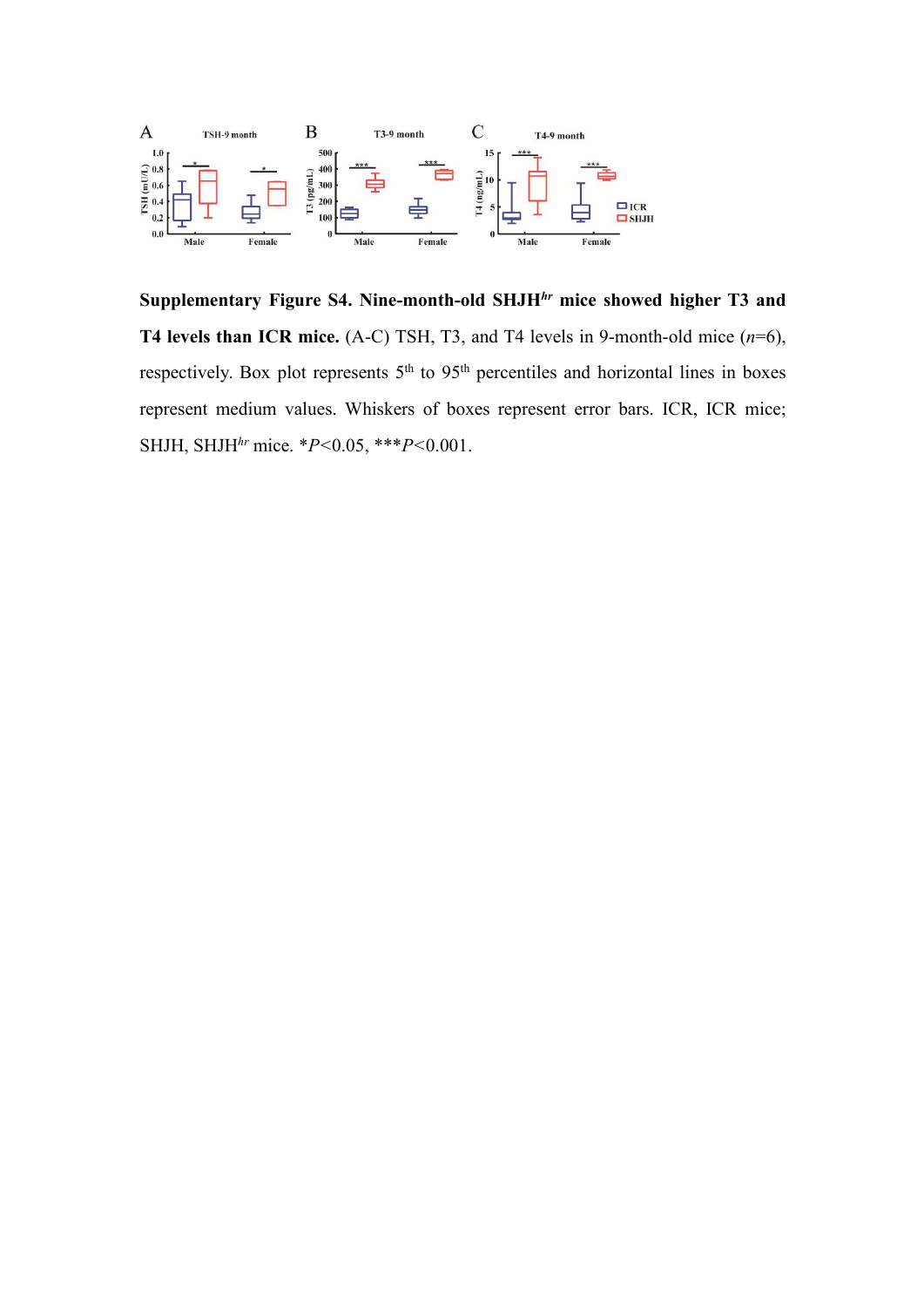**Supplementary Figure S4. Nine-month-old SHJH$^{hr}$ mice showed higher T3 and T4 levels than ICR mice.** (A-C) TSH, T3, and T4 levels in 9-month-old mice (*n*=6), respectively. Box plot represents 5$^{th}$ to 95$^{th}$ percentiles and horizontal lines in boxes represent medium values. Whiskers of boxes represent error bars. ICR, ICR mice; SHJH, SHJH$^{hr}$ mice. *$P$<0.05, ***$P$<0.001.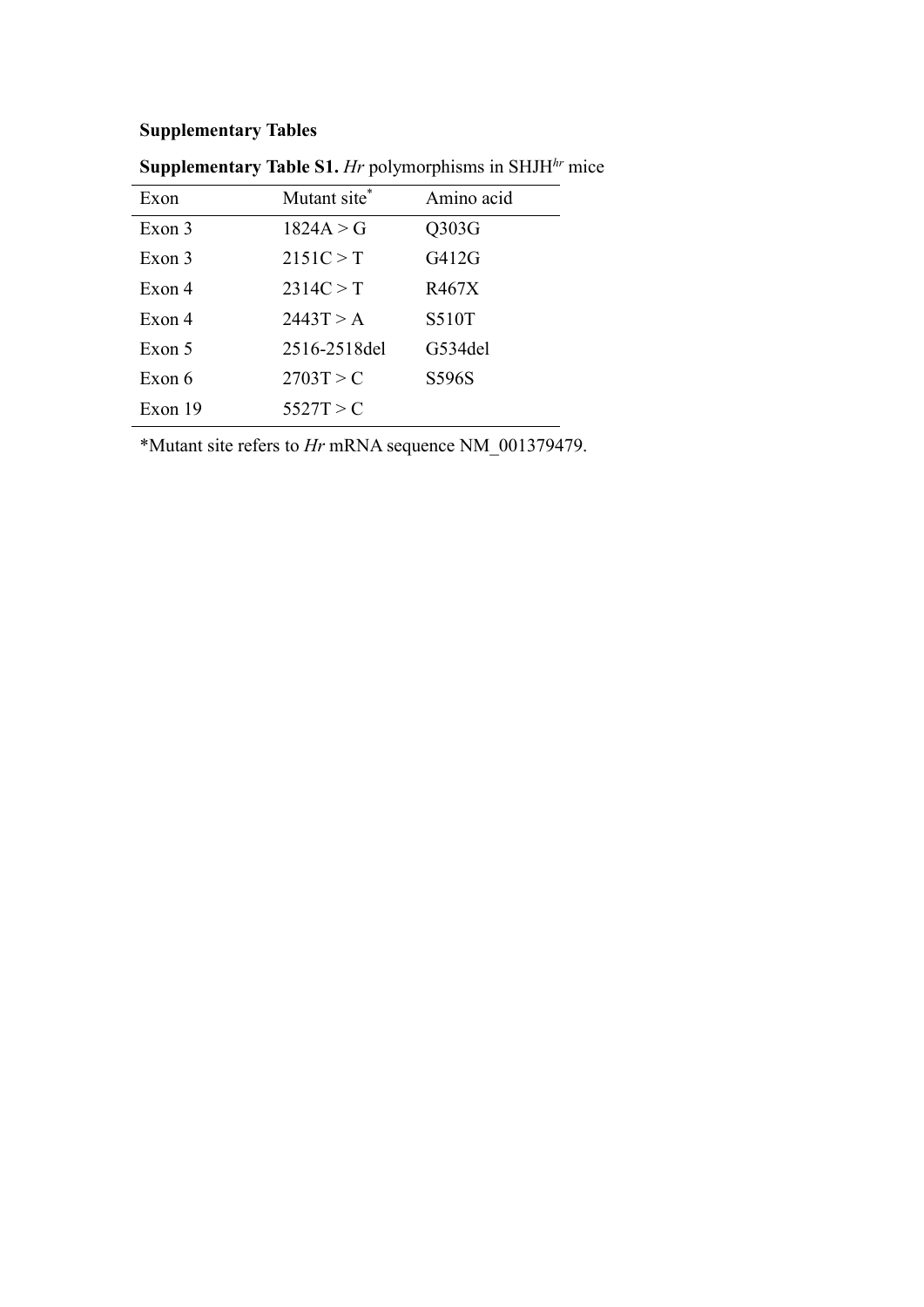**Supplementary Tables**

**Supplementary Table S1.** *Hr* polymorphisms in SHJH$^{hr}$ mice

| Exon | Mutant site* | Amino acid |
|---|---|---|
| Exon 3 | 1824A > G | Q303G |
| Exon 3 | 2151C > T | G412G |
| Exon 4 | 2314C > T | R467X |
| Exon 4 | 2443T > A | S510T |
| Exon 5 | 2516-2518del | G534del |
| Exon 6 | 2703T > C | S596S |
| Exon 19 | 5527T > C | |

*Mutant site refers to *Hr* mRNA sequence NM_001379479.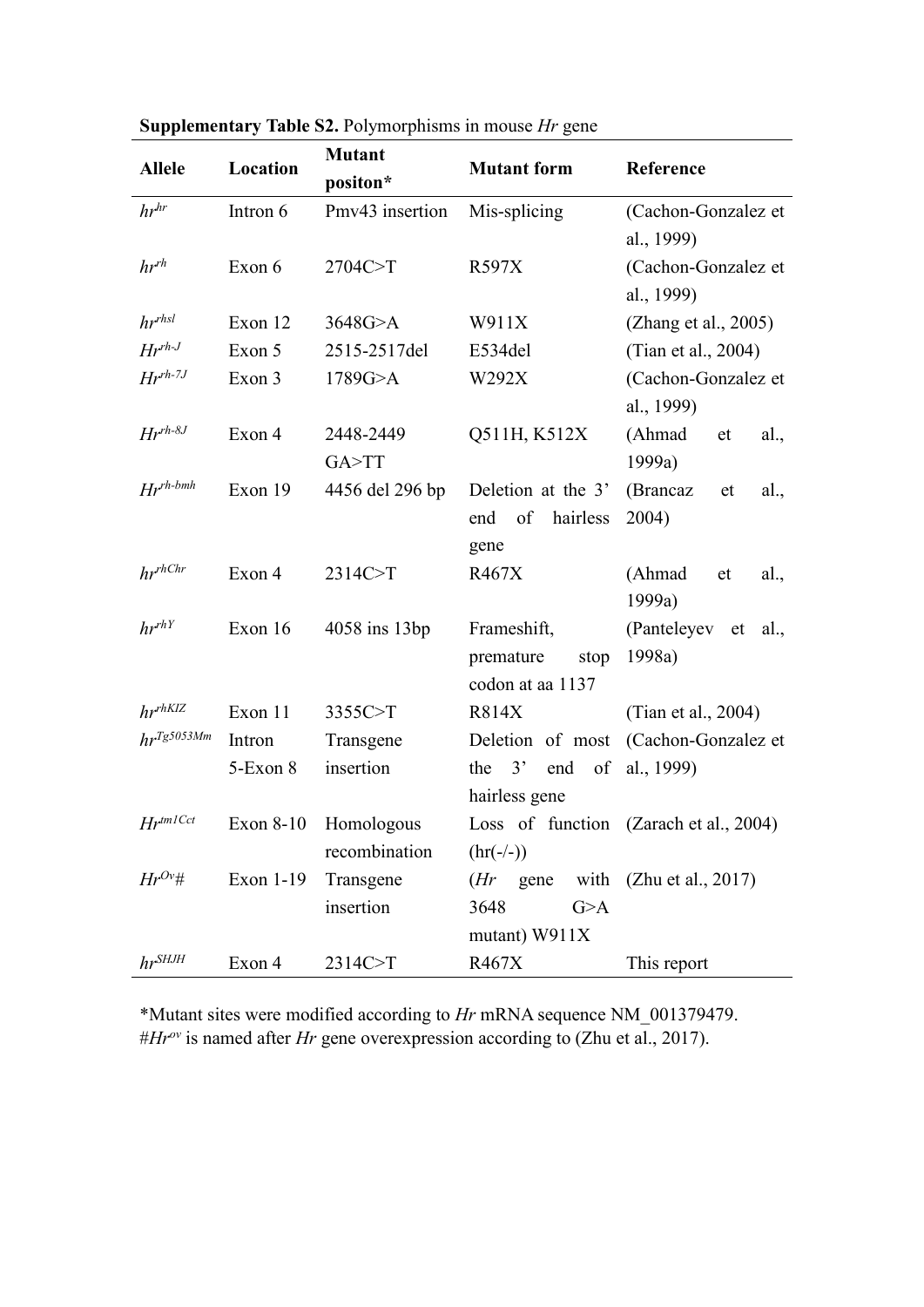**Supplementary Table S2.** Polymorphisms in mouse *Hr* gene

| Allele | Location | Mutant positon* | Mutant form | Reference |
|---|---|---|---|---|
| $hr^{hr}$ | Intron 6 | Pmv43 insertion | Mis-splicing | (Cachon-Gonzalez et al., 1999) |
| $hr^{rh}$ | Exon 6 | 2704C>T | R597X | (Cachon-Gonzalez et al., 1999) |
| $hr^{rhsl}$ | Exon 12 | 3648G>A | W911X | (Zhang et al., 2005) |
| $Hr^{rh\text{-}J}$ | Exon 5 | 2515-2517del | E534del | (Tian et al., 2004) |
| $Hr^{rh\text{-}7J}$ | Exon 3 | 1789G>A | W292X | (Cachon-Gonzalez et al., 1999) |
| $Hr^{rh\text{-}8J}$ | Exon 4 | 2448-2449 GA>TT | Q511H, K512X | (Ahmad et al., 1999a) |
| $Hr^{rh\text{-}bmh}$ | Exon 19 | 4456 del 296 bp | Deletion at the 3' end of hairless gene | (Brancaz et al., 2004) |
| $hr^{rhChr}$ | Exon 4 | 2314C>T | R467X | (Ahmad et al., 1999a) |
| $hr^{rhY}$ | Exon 16 | 4058 ins 13bp | Frameshift, premature stop codon at aa 1137 | (Panteleyev et al., 1998a) |
| $hr^{rhKIZ}$ | Exon 11 | 3355C>T | R814X | (Tian et al., 2004) |
| $hr^{Tg5053Mm}$ | Intron 5-Exon 8 | Transgene insertion | Deletion of most the 3' end of hairless gene | (Cachon-Gonzalez et al., 1999) |
| $Hr^{tm1Cct}$ | Exon 8-10 | Homologous recombination | Loss of function (hr(-/-)) | (Zarach et al., 2004) |
| $Hr^{Ov}$# | Exon 1-19 | Transgene insertion | (*Hr* gene with 3648 G>A mutant) W911X | (Zhu et al., 2017) |
| $hr^{SHJH}$ | Exon 4 | 2314C>T | R467X | This report |

*Mutant sites were modified according to *Hr* mRNA sequence NM_001379479.
#$Hr^{ov}$ is named after *Hr* gene overexpression according to (Zhu et al., 2017).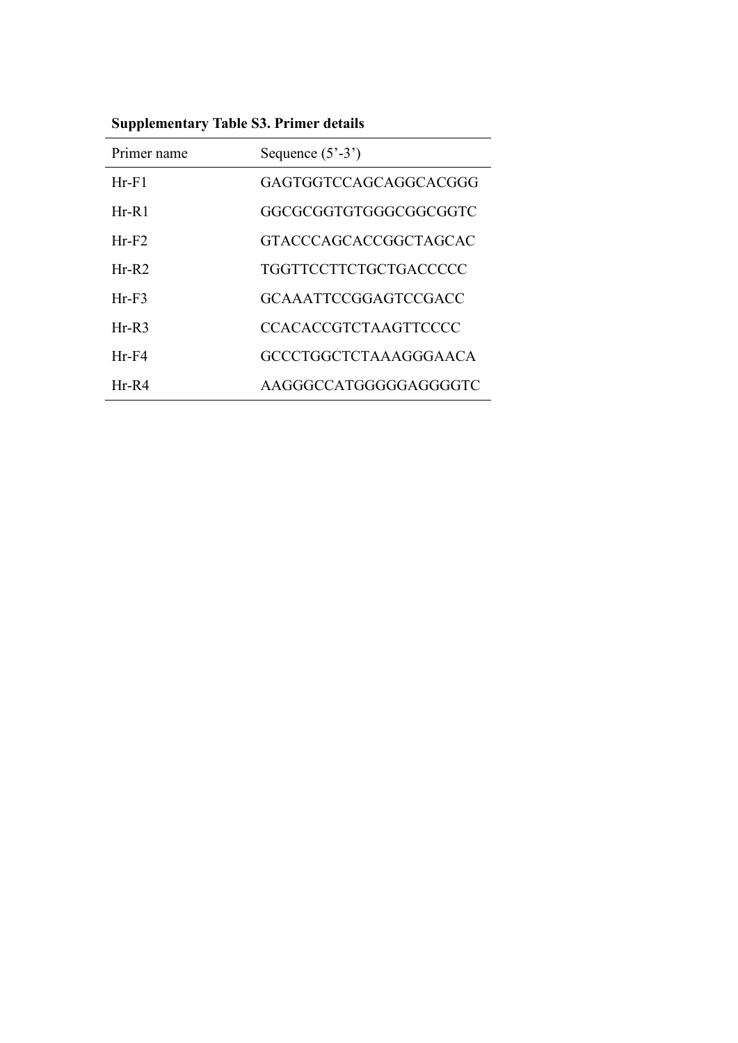**Supplementary Table S3. Primer details**

| Primer name | Sequence (5'-3') |
|---|---|
| Hr-F1 | GAGTGGTCCAGCAGGCACGGG |
| Hr-R1 | GGCGCGGTGTGGGCGGCGGTC |
| Hr-F2 | GTACCCAGCACCGGCTAGCAC |
| Hr-R2 | TGGTTCCTTCTGCTGACCCCC |
| Hr-F3 | GCAAATTCCGGAGTCCGACC |
| Hr-R3 | CCACACCGTCTAAGTTCCCC |
| Hr-F4 | GCCCTGGCTCTAAAGGGAACA |
| Hr-R4 | AAGGGCCATGGGGGAGGGGTC |